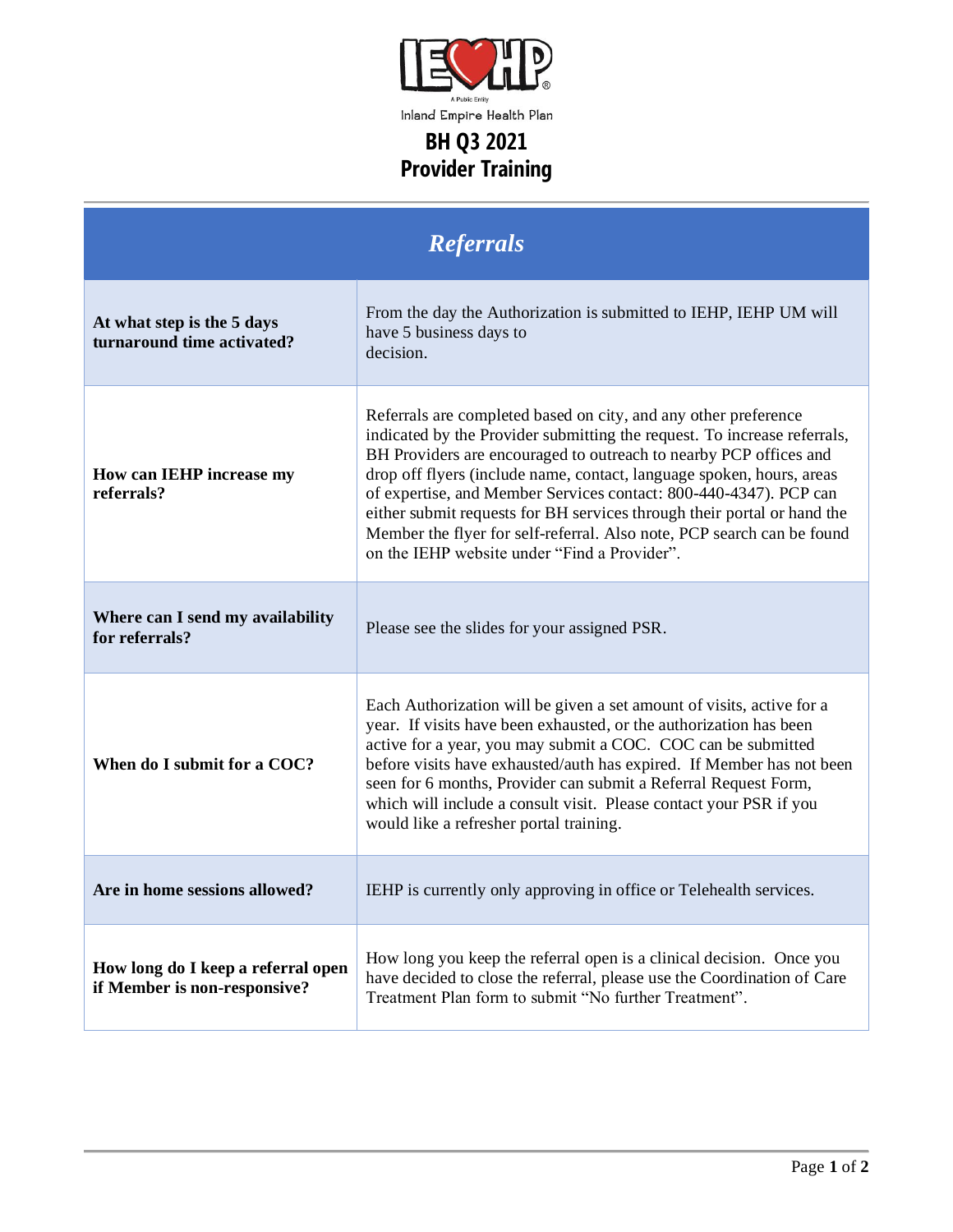Inland Empire Health Plan

# BH Q3 2021 Provider Training

## *Referrals*

| Question | Answer |
| --- | --- |
| **At what step is the 5 days turnaround time activated?** | From the day the Authorization is submitted to IEHP, IEHP UM will have 5 business days to decision. |
| **How can IEHP increase my referrals?** | Referrals are completed based on city, and any other preference indicated by the Provider submitting the request. To increase referrals, BH Providers are encouraged to outreach to nearby PCP offices and drop off flyers (include name, contact, language spoken, hours, areas of expertise, and Member Services contact: 800-440-4347). PCP can either submit requests for BH services through their portal or hand the Member the flyer for self-referral. Also note, PCP search can be found on the IEHP website under "Find a Provider". |
| **Where can I send my availability for referrals?** | Please see the slides for your assigned PSR. |
| **When do I submit for a COC?** | Each Authorization will be given a set amount of visits, active for a year. If visits have been exhausted, or the authorization has been active for a year, you may submit a COC. COC can be submitted before visits have exhausted/auth has expired. If Member has not been seen for 6 months, Provider can submit a Referral Request Form, which will include a consult visit. Please contact your PSR if you would like a refresher portal training. |
| **Are in home sessions allowed?** | IEHP is currently only approving in office or Telehealth services. |
| **How long do I keep a referral open if Member is non-responsive?** | How long you keep the referral open is a clinical decision. Once you have decided to close the referral, please use the Coordination of Care Treatment Plan form to submit "No further Treatment". |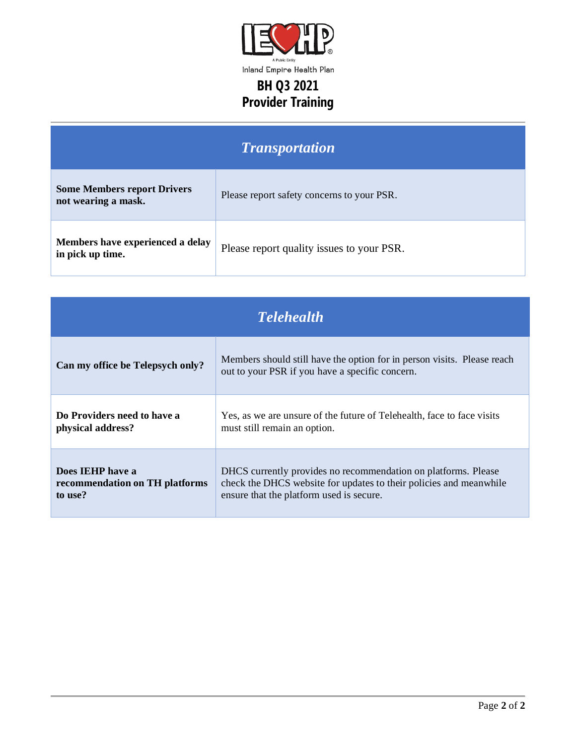Inland Empire Health Plan

# BH Q3 2021 Provider Training

| *Transportation* | |
|---|---|
| **Some Members report Drivers not wearing a mask.** | Please report safety concerns to your PSR. |
| **Members have experienced a delay in pick up time.** | Please report quality issues to your PSR. |

| *Telehealth* | |
|---|---|
| **Can my office be Telepsych only?** | Members should still have the option for in person visits. Please reach out to your PSR if you have a specific concern. |
| **Do Providers need to have a physical address?** | Yes, as we are unsure of the future of Telehealth, face to face visits must still remain an option. |
| **Does IEHP have a recommendation on TH platforms to use?** | DHCS currently provides no recommendation on platforms. Please check the DHCS website for updates to their policies and meanwhile ensure that the platform used is secure. |